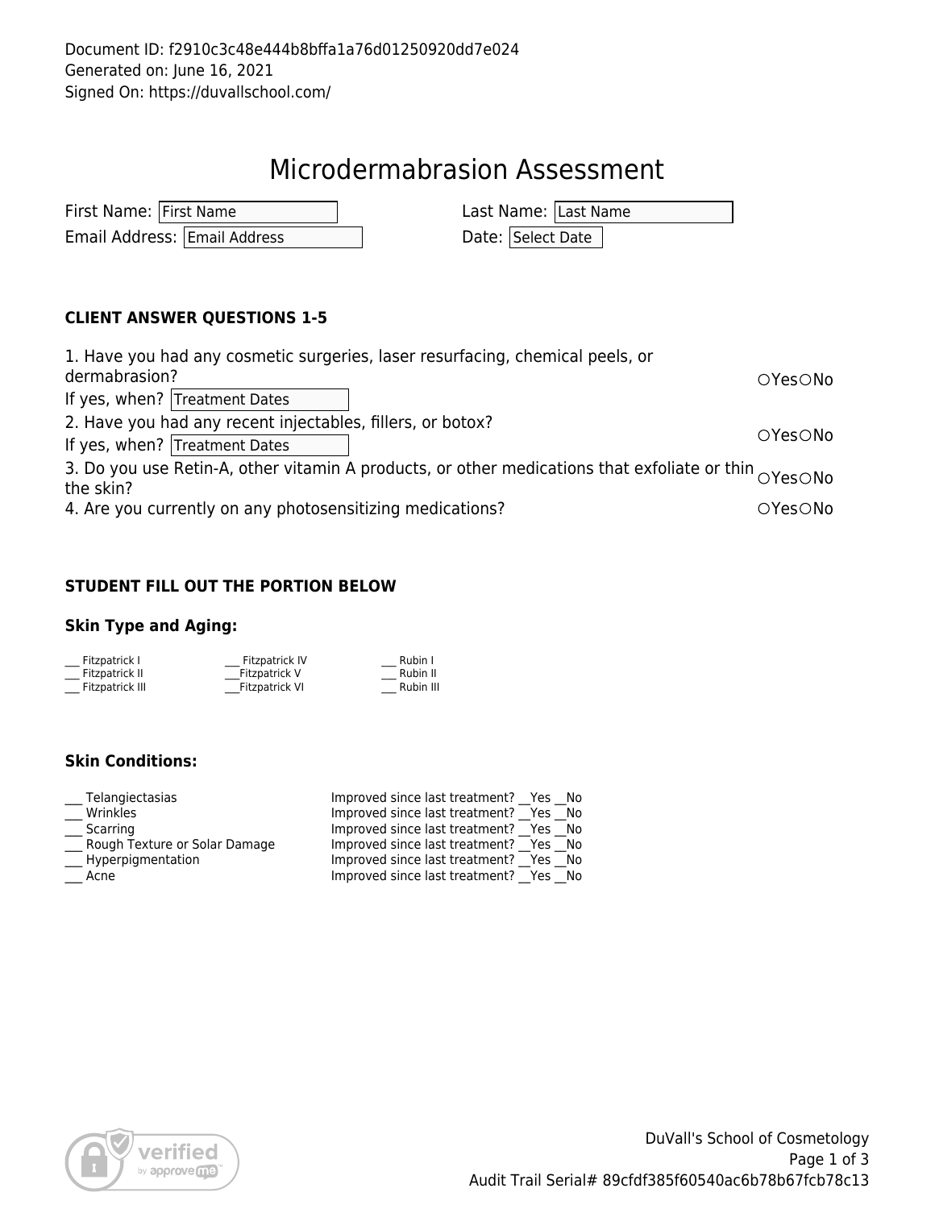Document ID: f2910c3c48e444b8bffa1a76d01250920dd7e024
Generated on: June 16, 2021
Signed On: https://duvallschool.com/

# Microdermabrasion Assessment

First Name: First Name

Last Name: Last Name

Email Address: Email Address

Date: Select Date

### CLIENT ANSWER QUESTIONS 1-5

1. Have you had any cosmetic surgeries, laser resurfacing, chemical peels, or dermabrasion? ○Yes○No
   If yes, when? Treatment Dates
2. Have you had any recent injectables, fillers, or botox? ○Yes○No
   If yes, when? Treatment Dates
3. Do you use Retin-A, other vitamin A products, or other medications that exfoliate or thin the skin? ○Yes○No
4. Are you currently on any photosensitizing medications? ○Yes○No

### STUDENT FILL OUT THE PORTION BELOW

### Skin Type and Aging:

___ Fitzpatrick I
___ Fitzpatrick II
___ Fitzpatrick III
___ Fitzpatrick IV
___Fitzpatrick V
___Fitzpatrick VI
___ Rubin I
___ Rubin II
___ Rubin III

### Skin Conditions:

___ Telangiectasias Improved since last treatment? __Yes __No
___ Wrinkles Improved since last treatment? __Yes __No
___ Scarring Improved since last treatment? __Yes __No
___ Rough Texture or Solar Damage Improved since last treatment? __Yes __No
___ Hyperpigmentation Improved since last treatment? __Yes __No
___ Acne Improved since last treatment? __Yes __No

DuVall's School of Cosmetology
Audit Trail Serial# 89cfdf385f60540ac6b78b67fcb78c13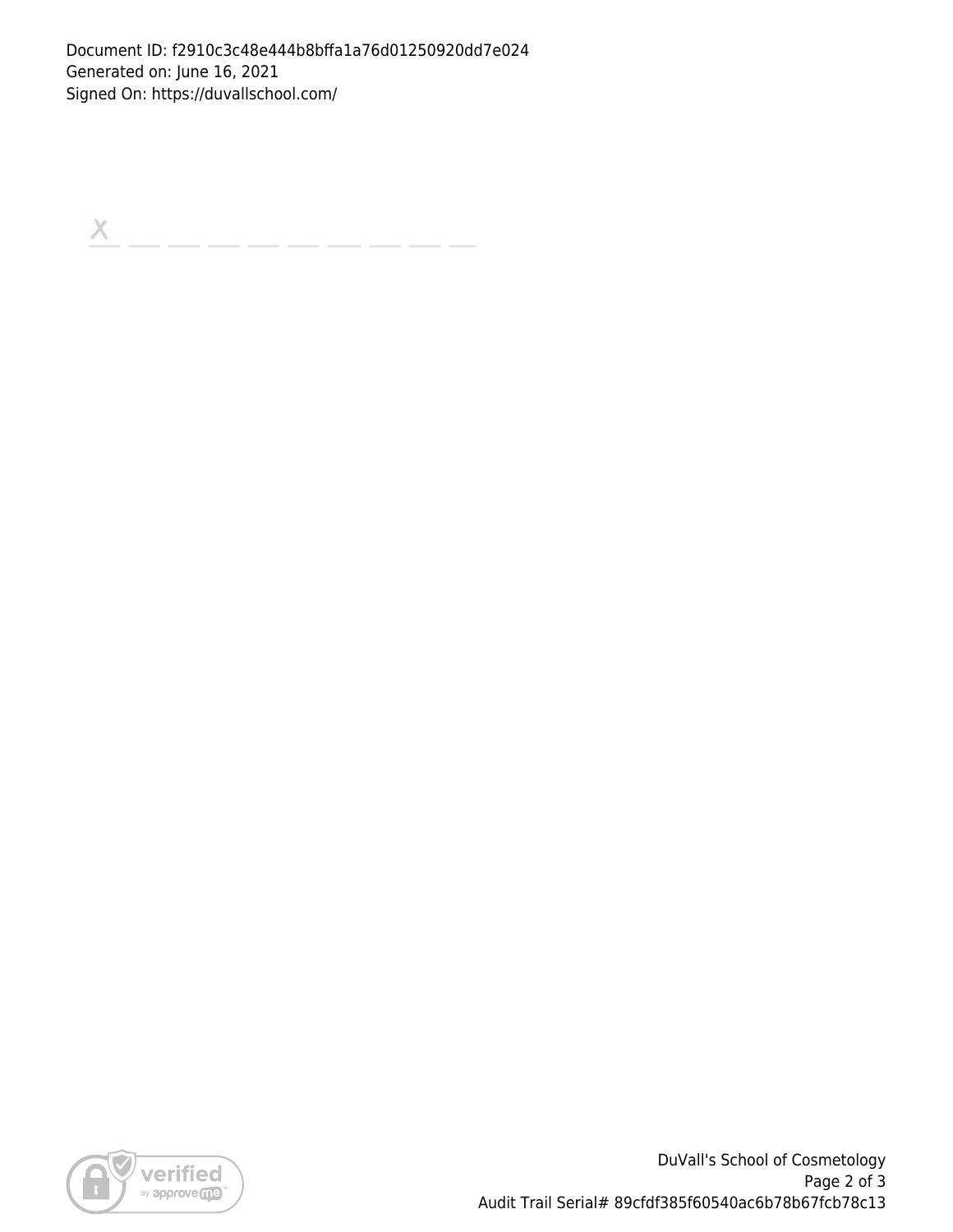Document ID: f2910c3c48e444b8bffa1a76d01250920dd7e024
Generated on: June 16, 2021
Signed On: https://duvallschool.com/

X _ _ _ _ _ _ _ _ _

DuVall's School of Cosmetology
Audit Trail Serial# 89cfdf385f60540ac6b78b67fcb78c13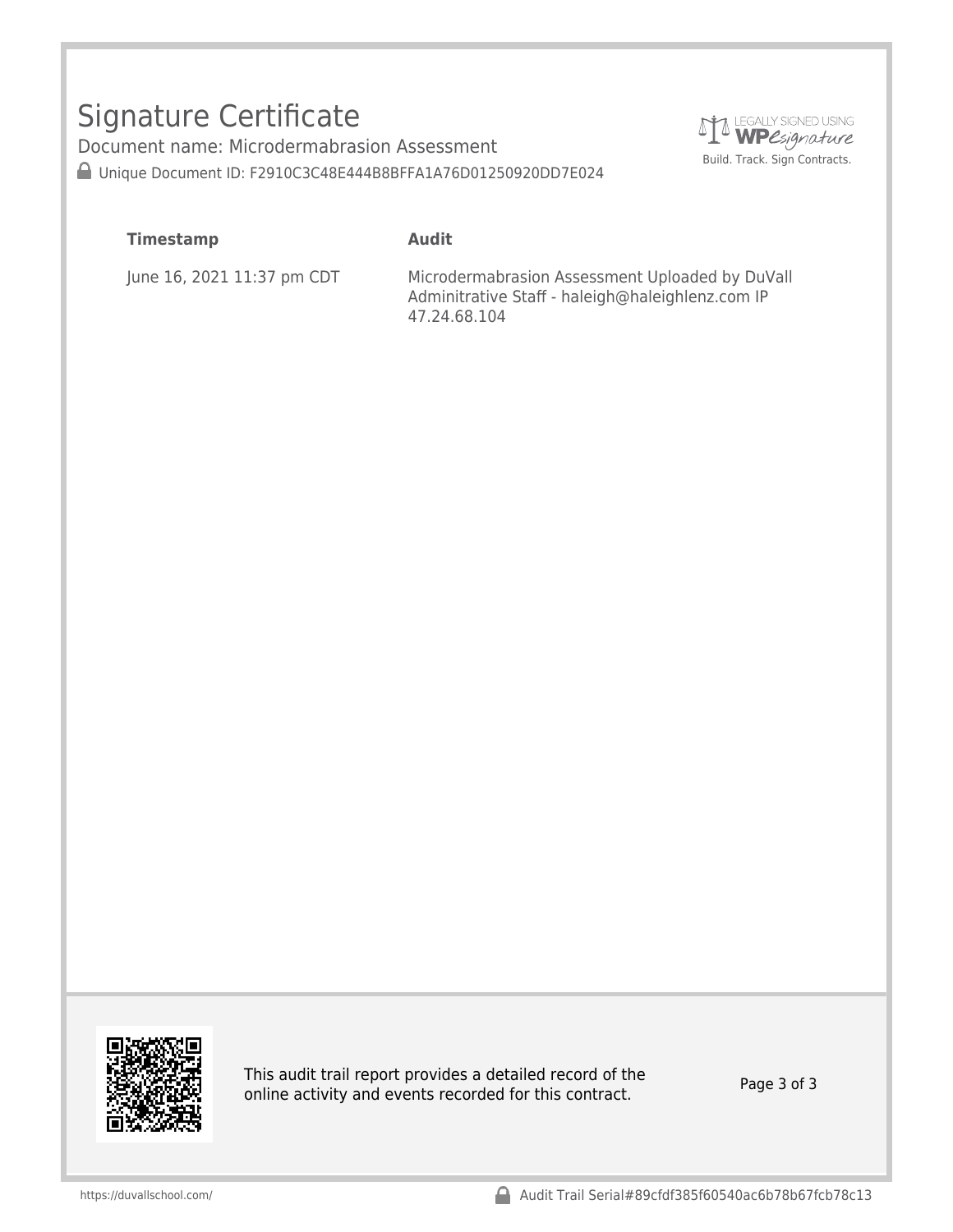# Signature Certificate

Document name: Microdermabrasion Assessment

Unique Document ID: F2910C3C48E444B8BFFA1A76D01250920DD7E024

LEGALLY SIGNED USING WPesignature
Build. Track. Sign Contracts.

| Timestamp | Audit |
| --- | --- |
| June 16, 2021 11:37 pm CDT | Microdermabrasion Assessment Uploaded by DuVall Adminitrative Staff - haleigh@haleighlenz.com IP 47.24.68.104 |

This audit trail report provides a detailed record of the online activity and events recorded for this contract.

https://duvallschool.com/

Audit Trail Serial#89cfdf385f60540ac6b78b67fcb78c13